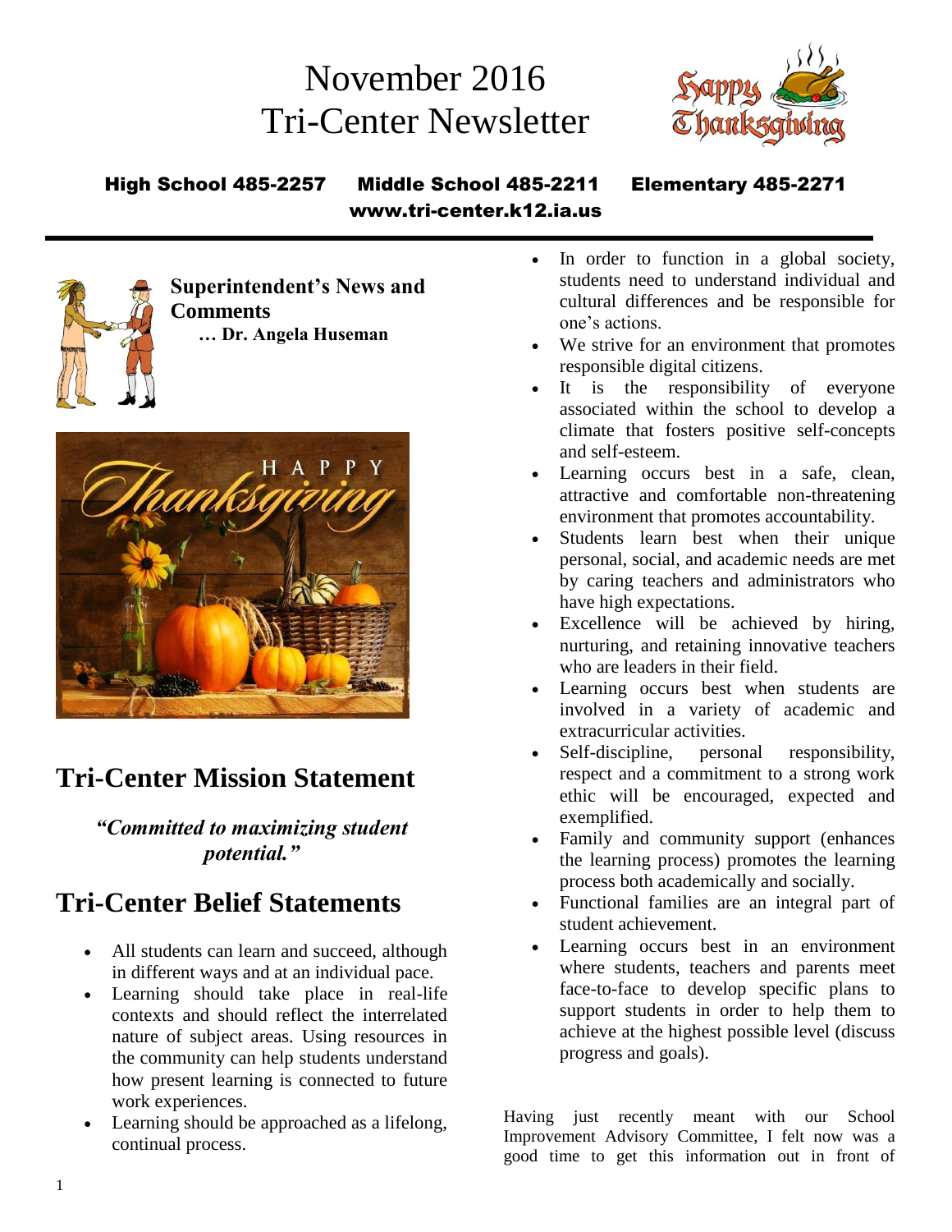# November 2016
# Tri-Center Newsletter

**High School 485-2257 Middle School 485-2211 Elementary 485-2271**
**www.tri-center.k12.ia.us**

## Superintendent's News and Comments
**… Dr. Angela Huseman**

## Tri-Center Mission Statement

***"Committed to maximizing student potential."***

## Tri-Center Belief Statements

- All students can learn and succeed, although in different ways and at an individual pace.
- Learning should take place in real-life contexts and should reflect the interrelated nature of subject areas. Using resources in the community can help students understand how present learning is connected to future work experiences.
- Learning should be approached as a lifelong, continual process.
- In order to function in a global society, students need to understand individual and cultural differences and be responsible for one's actions.
- We strive for an environment that promotes responsible digital citizens.
- It is the responsibility of everyone associated within the school to develop a climate that fosters positive self-concepts and self-esteem.
- Learning occurs best in a safe, clean, attractive and comfortable non-threatening environment that promotes accountability.
- Students learn best when their unique personal, social, and academic needs are met by caring teachers and administrators who have high expectations.
- Excellence will be achieved by hiring, nurturing, and retaining innovative teachers who are leaders in their field.
- Learning occurs best when students are involved in a variety of academic and extracurricular activities.
- Self-discipline, personal responsibility, respect and a commitment to a strong work ethic will be encouraged, expected and exemplified.
- Family and community support (enhances the learning process) promotes the learning process both academically and socially.
- Functional families are an integral part of student achievement.
- Learning occurs best in an environment where students, teachers and parents meet face-to-face to develop specific plans to support students in order to help them to achieve at the highest possible level (discuss progress and goals).

Having just recently meant with our School Improvement Advisory Committee, I felt now was a good time to get this information out in front of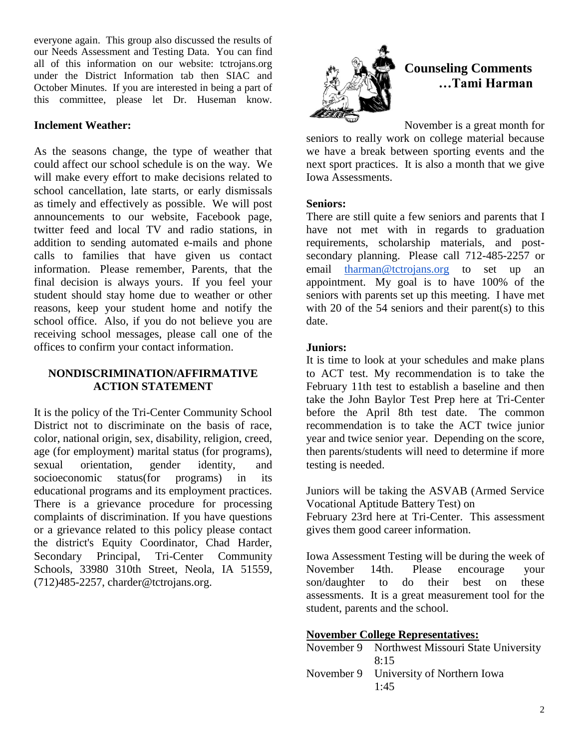everyone again. This group also discussed the results of our Needs Assessment and Testing Data. You can find all of this information on our website: tctrojans.org under the District Information tab then SIAC and October Minutes. If you are interested in being a part of this committee, please let Dr. Huseman know.

**Inclement Weather:**

As the seasons change, the type of weather that could affect our school schedule is on the way. We will make every effort to make decisions related to school cancellation, late starts, or early dismissals as timely and effectively as possible. We will post announcements to our website, Facebook page, twitter feed and local TV and radio stations, in addition to sending automated e-mails and phone calls to families that have given us contact information. Please remember, Parents, that the final decision is always yours. If you feel your student should stay home due to weather or other reasons, keep your student home and notify the school office. Also, if you do not believe you are receiving school messages, please call one of the offices to confirm your contact information.

**NONDISCRIMINATION/AFFIRMATIVE ACTION STATEMENT**

It is the policy of the Tri-Center Community School District not to discriminate on the basis of race, color, national origin, sex, disability, religion, creed, age (for employment) marital status (for programs), sexual orientation, gender identity, and socioeconomic status(for programs) in its educational programs and its employment practices. There is a grievance procedure for processing complaints of discrimination. If you have questions or a grievance related to this policy please contact the district's Equity Coordinator, Chad Harder, Secondary Principal, Tri-Center Community Schools, 33980 310th Street, Neola, IA 51559, (712)485-2257, charder@tctrojans.org.

## Counseling Comments …Tami Harman

November is a great month for seniors to really work on college material because we have a break between sporting events and the next sport practices. It is also a month that we give Iowa Assessments.

**Seniors:**
There are still quite a few seniors and parents that I have not met with in regards to graduation requirements, scholarship materials, and post-secondary planning. Please call 712-485-2257 or email tharman@tctrojans.org to set up an appointment. My goal is to have 100% of the seniors with parents set up this meeting. I have met with 20 of the 54 seniors and their parent(s) to this date.

**Juniors:**
It is time to look at your schedules and make plans to ACT test. My recommendation is to take the February 11th test to establish a baseline and then take the John Baylor Test Prep here at Tri-Center before the April 8th test date. The common recommendation is to take the ACT twice junior year and twice senior year. Depending on the score, then parents/students will need to determine if more testing is needed.

Juniors will be taking the ASVAB (Armed Service Vocational Aptitude Battery Test) on February 23rd here at Tri-Center. This assessment gives them good career information.

Iowa Assessment Testing will be during the week of November 14th. Please encourage your son/daughter to do their best on these assessments. It is a great measurement tool for the student, parents and the school.

**November College Representatives:**

November 9 Northwest Missouri State University 8:15
November 9 University of Northern Iowa 1:45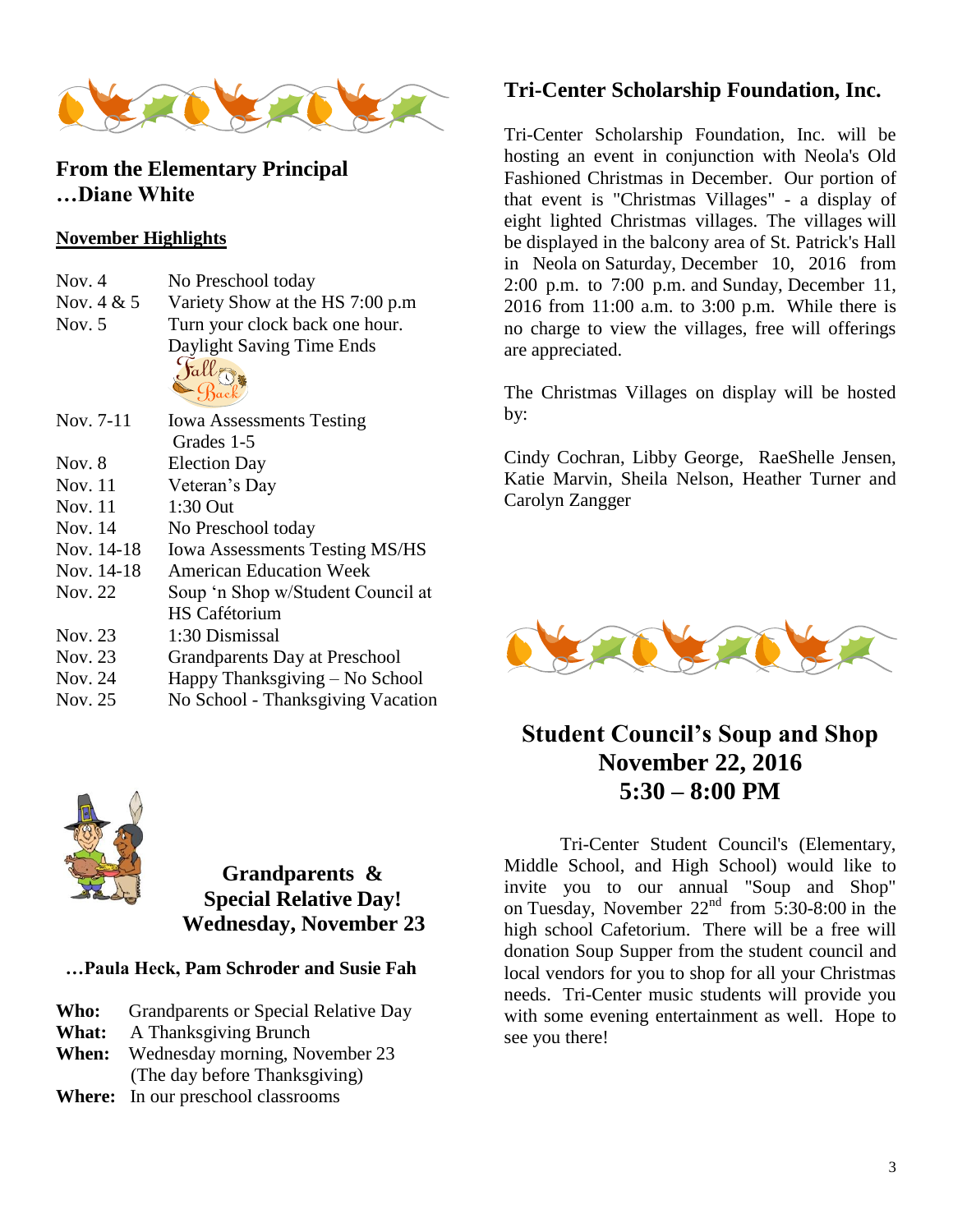## From the Elementary Principal …Diane White

**November Highlights**

| | |
|---|---|
| Nov. 4 | No Preschool today |
| Nov. 4 & 5 | Variety Show at the HS 7:00 p.m |
| Nov. 5 | Turn your clock back one hour. Daylight Saving Time Ends |
| Nov. 7-11 | Iowa Assessments Testing Grades 1-5 |
| Nov. 8 | Election Day |
| Nov. 11 | Veteran's Day |
| Nov. 11 | 1:30 Out |
| Nov. 14 | No Preschool today |
| Nov. 14-18 | Iowa Assessments Testing MS/HS |
| Nov. 14-18 | American Education Week |
| Nov. 22 | Soup 'n Shop w/Student Council at HS Cafétorium |
| Nov. 23 | 1:30 Dismissal |
| Nov. 23 | Grandparents Day at Preschool |
| Nov. 24 | Happy Thanksgiving – No School |
| Nov. 25 | No School - Thanksgiving Vacation |

## Grandparents & Special Relative Day! Wednesday, November 23

**…Paula Heck, Pam Schroder and Susie Fah**

**Who:** Grandparents or Special Relative Day
**What:** A Thanksgiving Brunch
**When:** Wednesday morning, November 23 (The day before Thanksgiving)
**Where:** In our preschool classrooms

## Tri-Center Scholarship Foundation, Inc.

Tri-Center Scholarship Foundation, Inc. will be hosting an event in conjunction with Neola's Old Fashioned Christmas in December. Our portion of that event is "Christmas Villages" - a display of eight lighted Christmas villages. The villages will be displayed in the balcony area of St. Patrick's Hall in Neola on Saturday, December 10, 2016 from 2:00 p.m. to 7:00 p.m. and Sunday, December 11, 2016 from 11:00 a.m. to 3:00 p.m. While there is no charge to view the villages, free will offerings are appreciated.

The Christmas Villages on display will be hosted by:

Cindy Cochran, Libby George, RaeShelle Jensen, Katie Marvin, Sheila Nelson, Heather Turner and Carolyn Zangger

## Student Council's Soup and Shop November 22, 2016 5:30 – 8:00 PM

Tri-Center Student Council's (Elementary, Middle School, and High School) would like to invite you to our annual "Soup and Shop" on Tuesday, November 22nd from 5:30-8:00 in the high school Cafetorium. There will be a free will donation Soup Supper from the student council and local vendors for you to shop for all your Christmas needs. Tri-Center music students will provide you with some evening entertainment as well. Hope to see you there!